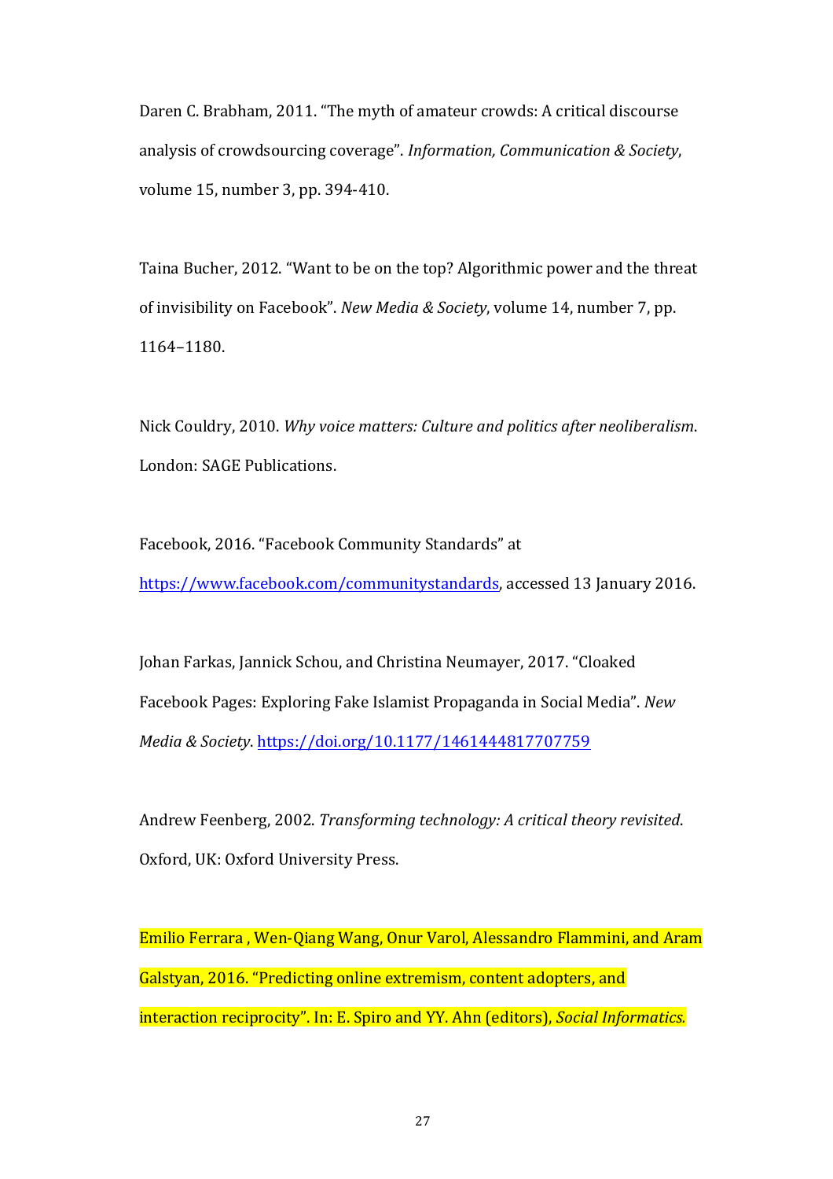Daren C. Brabham, 2011. “The myth of amateur crowds: A critical discourse analysis of crowdsourcing coverage”. *Information, Communication & Society*, volume 15, number 3, pp. 394-410.

Taina Bucher, 2012. “Want to be on the top? Algorithmic power and the threat of invisibility on Facebook”. *New Media & Society*, volume 14, number 7, pp. 1164–1180.

Nick Couldry, 2010. *Why voice matters: Culture and politics after neoliberalism*. London: SAGE Publications.

Facebook, 2016. “Facebook Community Standards” at https://www.facebook.com/communitystandards, accessed 13 January 2016.

Johan Farkas, Jannick Schou, and Christina Neumayer, 2017. “Cloaked Facebook Pages: Exploring Fake Islamist Propaganda in Social Media”. *New Media & Society*. https://doi.org/10.1177/1461444817707759

Andrew Feenberg, 2002. *Transforming technology: A critical theory revisited*. Oxford, UK: Oxford University Press.

Emilio Ferrara , Wen-Qiang Wang, Onur Varol, Alessandro Flammini, and Aram Galstyan, 2016. “Predicting online extremism, content adopters, and interaction reciprocity”. In: E. Spiro and YY. Ahn (editors), *Social Informatics.*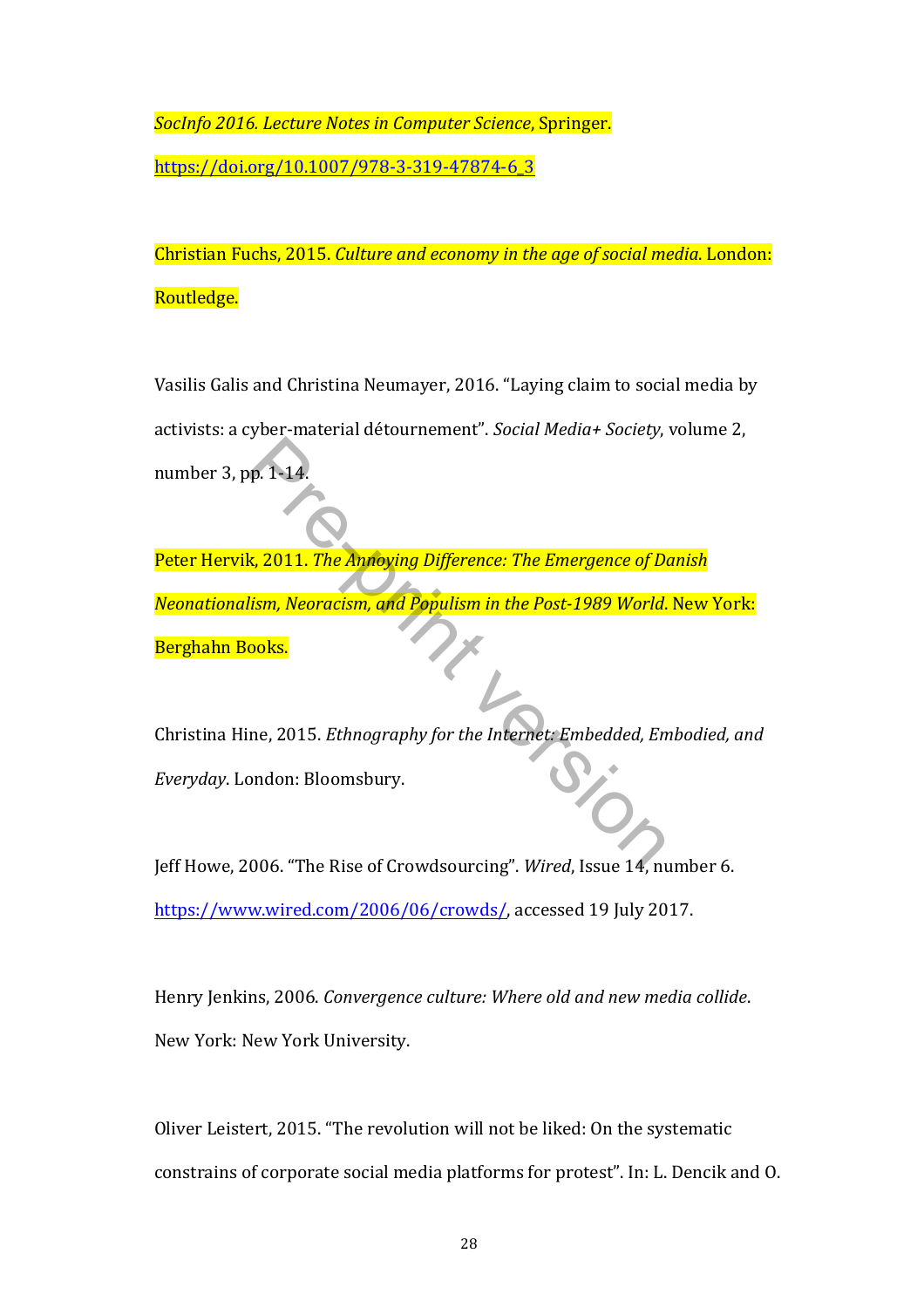*SocInfo 2016. Lecture Notes in Computer Science*, Springer. https://doi.org/10.1007/978-3-319-47874-6_3

Christian Fuchs, 2015. *Culture and economy in the age of social media*. London: Routledge.

Vasilis Galis and Christina Neumayer, 2016. "Laying claim to social media by activists: a cyber-material détournement". *Social Media+ Society*, volume 2, number 3, pp. 1-14.

Peter Hervik, 2011. *The Annoying Difference: The Emergence of Danish Neonationalism, Neoracism, and Populism in the Post-1989 World*. New York: Berghahn Books.

Christina Hine, 2015. *Ethnography for the Internet: Embedded, Embodied, and Everyday*. London: Bloomsbury.

Jeff Howe, 2006. "The Rise of Crowdsourcing". *Wired*, Issue 14, number 6. https://www.wired.com/2006/06/crowds/, accessed 19 July 2017.

Henry Jenkins, 2006. *Convergence culture: Where old and new media collide*. New York: New York University.

Oliver Leistert, 2015. "The revolution will not be liked: On the systematic constrains of corporate social media platforms for protest". In: L. Dencik and O.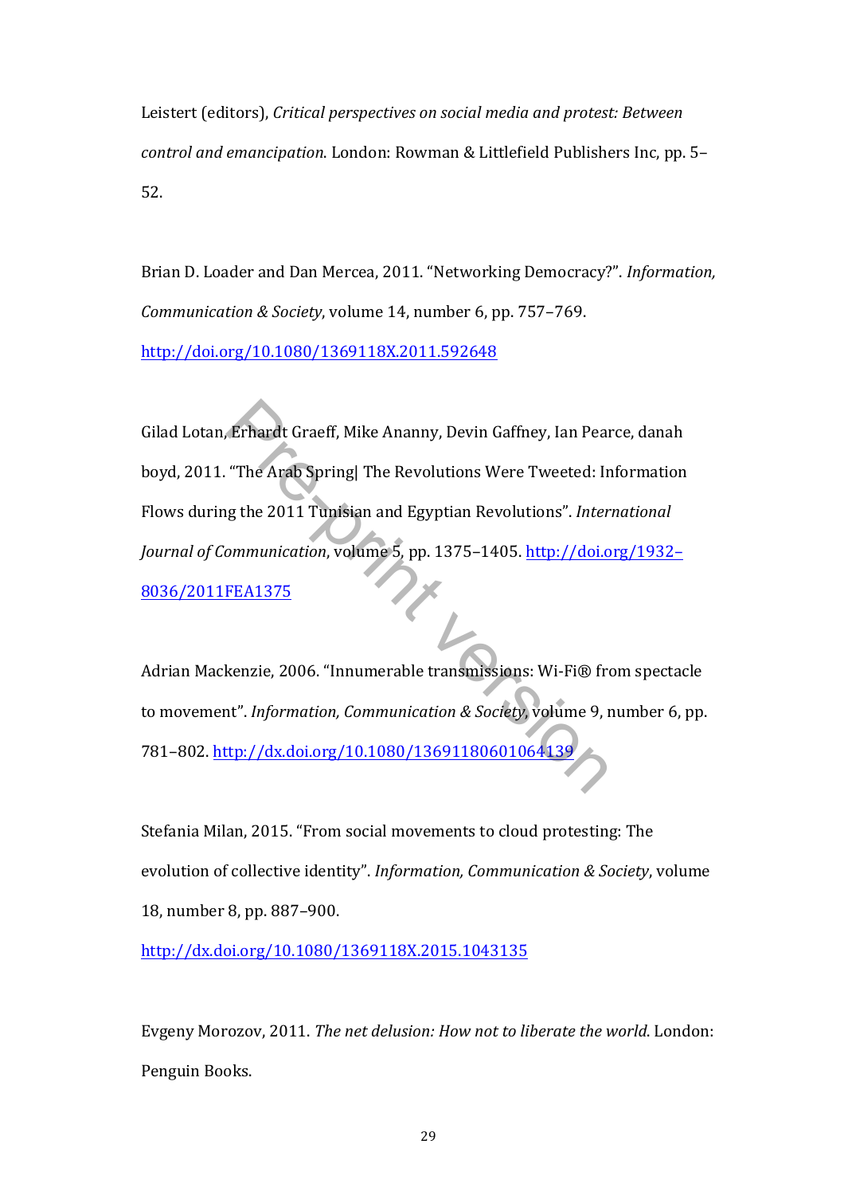Leistert (editors), *Critical perspectives on social media and protest: Between control and emancipation*. London: Rowman & Littlefield Publishers Inc, pp. 5–52.

Brian D. Loader and Dan Mercea, 2011. “Networking Democracy?”. *Information, Communication & Society*, volume 14, number 6, pp. 757–769. http://doi.org/10.1080/1369118X.2011.592648

Gilad Lotan, Erhardt Graeff, Mike Ananny, Devin Gaffney, Ian Pearce, danah boyd, 2011. “The Arab Spring| The Revolutions Were Tweeted: Information Flows during the 2011 Tunisian and Egyptian Revolutions”. *International Journal of Communication*, volume 5, pp. 1375–1405. http://doi.org/1932–8036/2011FEA1375

Adrian Mackenzie, 2006. “Innumerable transmissions: Wi-Fi® from spectacle to movement”. *Information, Communication & Society*, volume 9, number 6, pp. 781–802. http://dx.doi.org/10.1080/13691180601064139

Stefania Milan, 2015. “From social movements to cloud protesting: The evolution of collective identity”. *Information, Communication & Society*, volume 18, number 8, pp. 887–900. http://dx.doi.org/10.1080/1369118X.2015.1043135

Evgeny Morozov, 2011. *The net delusion: How not to liberate the world*. London: Penguin Books.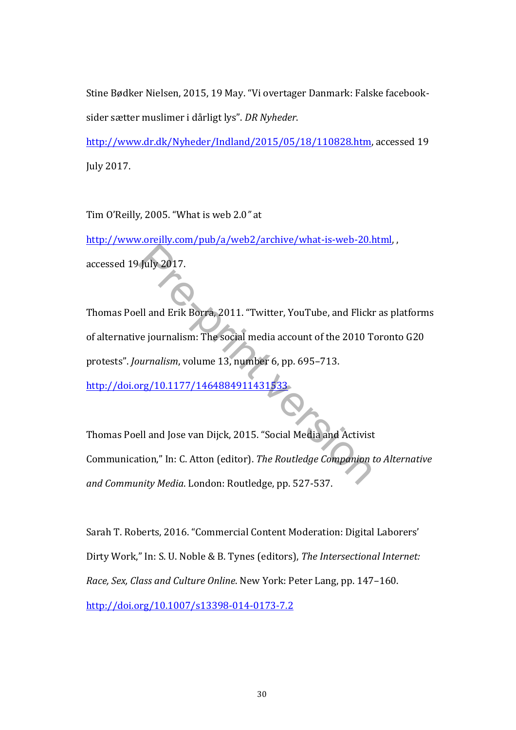Stine Bødker Nielsen, 2015, 19 May. "Vi overtager Danmark: Falske facebook-sider sætter muslimer i dårligt lys". *DR Nyheder*. http://www.dr.dk/Nyheder/Indland/2015/05/18/110828.htm, accessed 19 July 2017.

Tim O'Reilly, 2005. "What is web 2.0" at http://www.oreilly.com/pub/a/web2/archive/what-is-web-20.html, , accessed 19 July 2017.

Thomas Poell and Erik Borra, 2011. "Twitter, YouTube, and Flickr as platforms of alternative journalism: The social media account of the 2010 Toronto G20 protests". *Journalism*, volume 13, number 6, pp. 695–713. http://doi.org/10.1177/1464884911431533

Thomas Poell and Jose van Dijck, 2015. "Social Media and Activist Communication," In: C. Atton (editor). *The Routledge Companion to Alternative and Community Media*. London: Routledge, pp. 527-537.

Sarah T. Roberts, 2016. "Commercial Content Moderation: Digital Laborers' Dirty Work," In: S. U. Noble & B. Tynes (editors), *The Intersectional Internet: Race, Sex, Class and Culture Online*. New York: Peter Lang, pp. 147–160. http://doi.org/10.1007/s13398-014-0173-7.2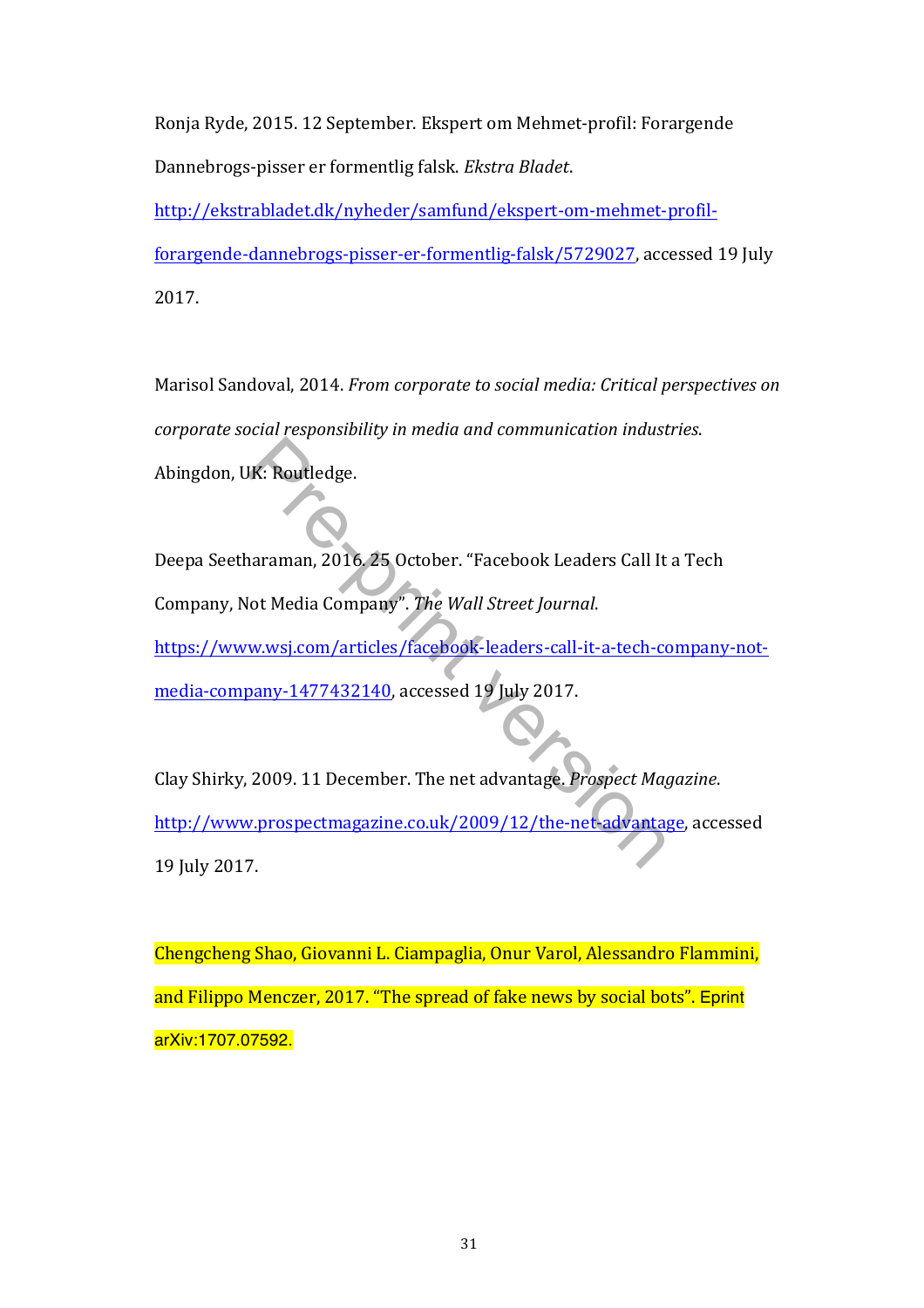Ronja Ryde, 2015. 12 September. Ekspert om Mehmet-profil: Forargende Dannebrogs-pisser er formentlig falsk. *Ekstra Bladet*. http://ekstrabladet.dk/nyheder/samfund/ekspert-om-mehmet-profil-forargende-dannebrogs-pisser-er-formentlig-falsk/5729027, accessed 19 July 2017.

Marisol Sandoval, 2014. *From corporate to social media: Critical perspectives on corporate social responsibility in media and communication industries*. Abingdon, UK: Routledge.

Deepa Seetharaman, 2016. 25 October. "Facebook Leaders Call It a Tech Company, Not Media Company". *The Wall Street Journal*. https://www.wsj.com/articles/facebook-leaders-call-it-a-tech-company-not-media-company-1477432140, accessed 19 July 2017.

Clay Shirky, 2009. 11 December. The net advantage. *Prospect Magazine*. http://www.prospectmagazine.co.uk/2009/12/the-net-advantage, accessed 19 July 2017.

Chengcheng Shao, Giovanni L. Ciampaglia, Onur Varol, Alessandro Flammini, and Filippo Menczer, 2017. "The spread of fake news by social bots". Eprint arXiv:1707.07592.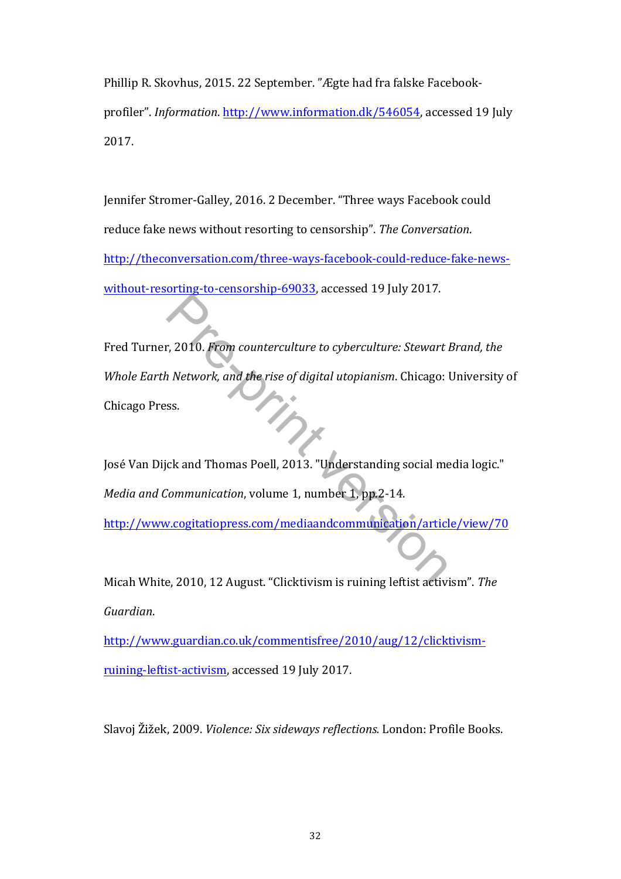Phillip R. Skovhus, 2015. 22 September. ”Ægte had fra falske Facebook-profiler”. *Information*. http://www.information.dk/546054, accessed 19 July 2017.

Jennifer Stromer-Galley, 2016. 2 December. “Three ways Facebook could reduce fake news without resorting to censorship”. *The Conversation*. http://theconversation.com/three-ways-facebook-could-reduce-fake-news-without-resorting-to-censorship-69033, accessed 19 July 2017.

Fred Turner, 2010. *From counterculture to cyberculture: Stewart Brand, the Whole Earth Network, and the rise of digital utopianism*. Chicago: University of Chicago Press.

José Van Dijck and Thomas Poell, 2013. "Understanding social media logic." *Media and Communication*, volume 1, number 1, pp.2-14. http://www.cogitatiopress.com/mediaandcommunication/article/view/70

Micah White, 2010, 12 August. “Clicktivism is ruining leftist activism”. *The Guardian*. http://www.guardian.co.uk/commentisfree/2010/aug/12/clicktivism-ruining-leftist-activism, accessed 19 July 2017.

Slavoj Žižek, 2009. *Violence: Six sideways reflections.* London: Profile Books.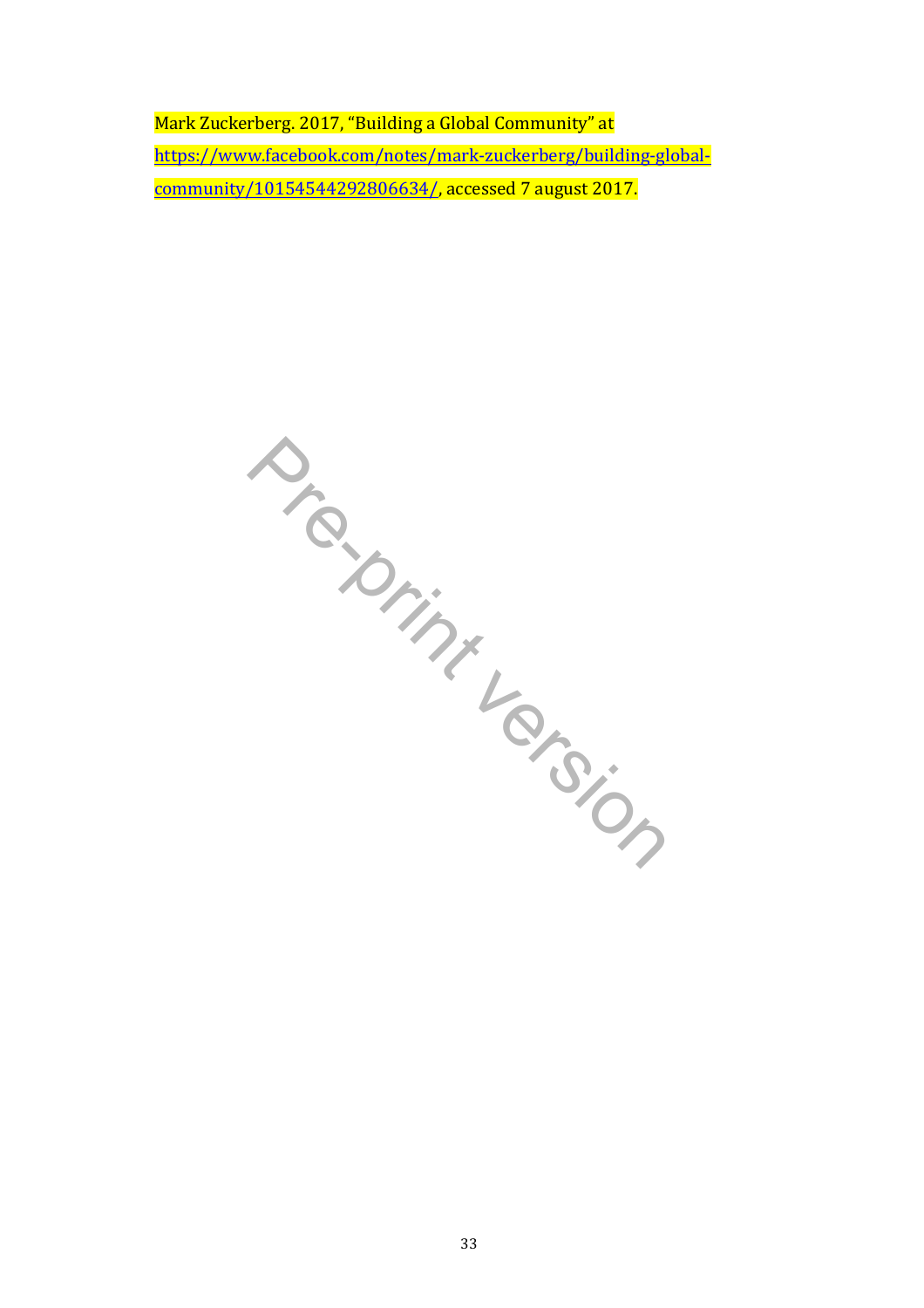Mark Zuckerberg. 2017, "Building a Global Community" at https://www.facebook.com/notes/mark-zuckerberg/building-global-community/10154544292806634/, accessed 7 august 2017.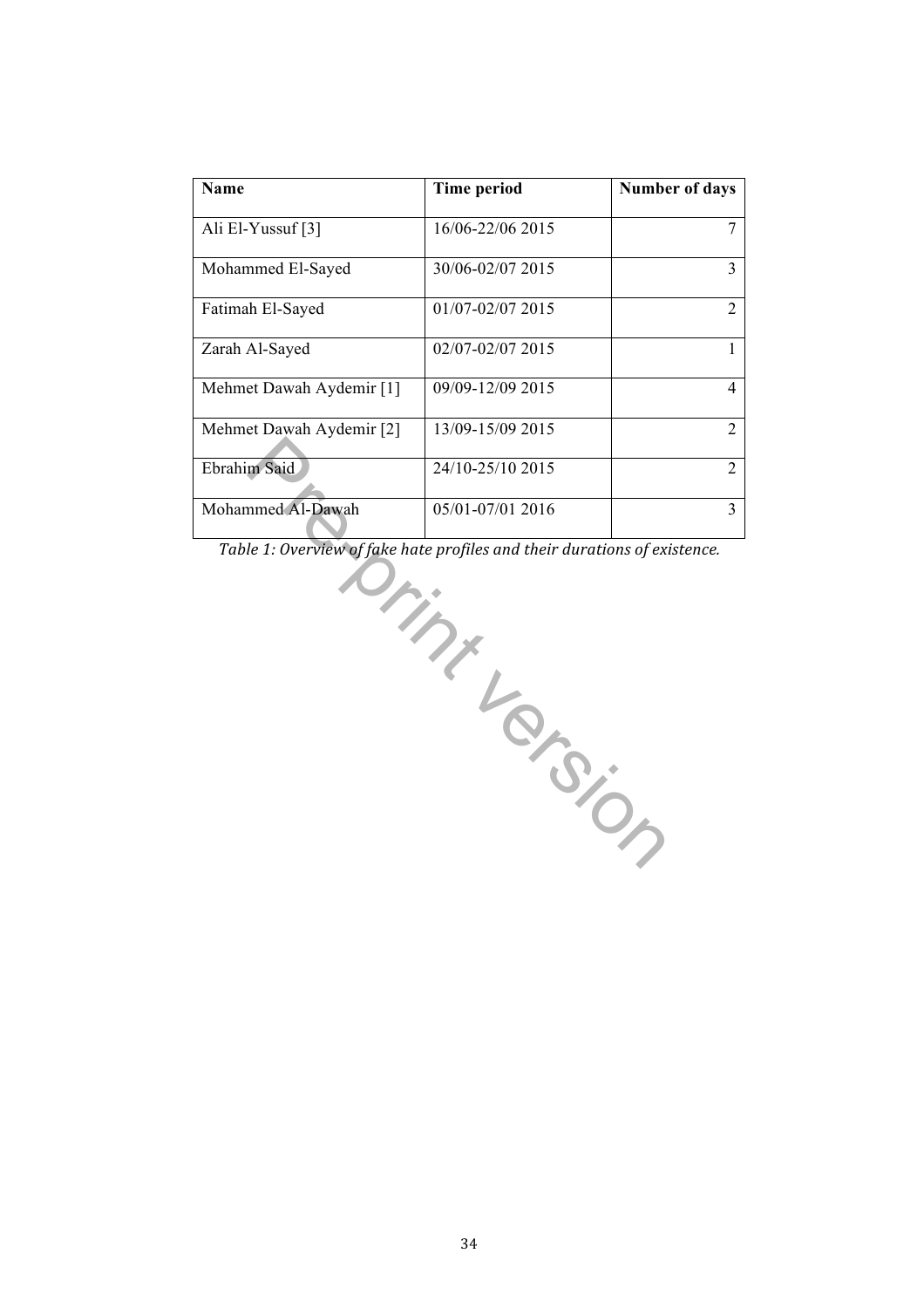| Name | Time period | Number of days |
|---|---|---|
| Ali El-Yussuf [3] | 16/06-22/06 2015 | 7 |
| Mohammed El-Sayed | 30/06-02/07 2015 | 3 |
| Fatimah El-Sayed | 01/07-02/07 2015 | 2 |
| Zarah Al-Sayed | 02/07-02/07 2015 | 1 |
| Mehmet Dawah Aydemir [1] | 09/09-12/09 2015 | 4 |
| Mehmet Dawah Aydemir [2] | 13/09-15/09 2015 | 2 |
| Ebrahim Said | 24/10-25/10 2015 | 2 |
| Mohammed Al-Dawah | 05/01-07/01 2016 | 3 |

*Table 1: Overview of fake hate profiles and their durations of existence.*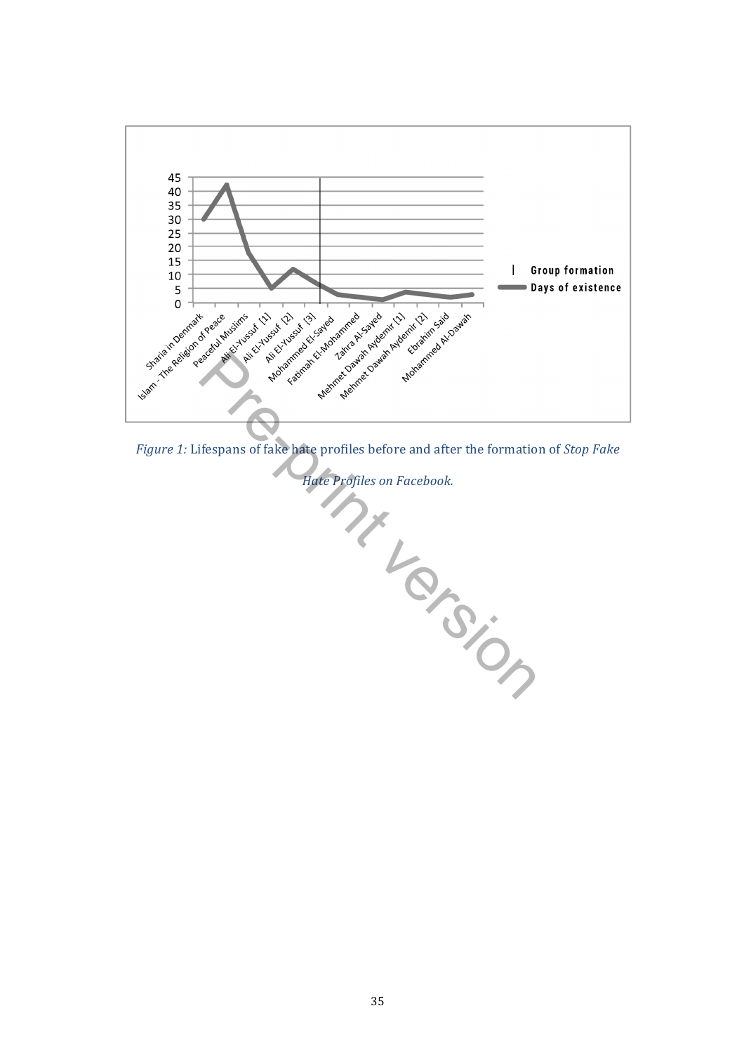*Figure 1:* Lifespans of fake hate profiles before and after the formation of *Stop Fake Hate Profiles on Facebook.*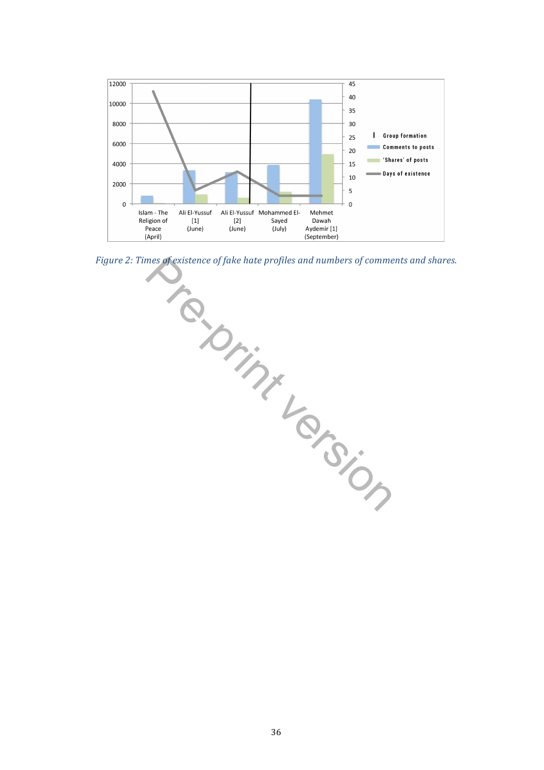12000
10000
8000
6000
4000
2000
0

45
40
35
30
25
20
15
10
5
0

Islam - The Religion of Peace (April)
Ali El-Yussuf [1] (June)
Ali El-Yussuf [2] (June)
Mohammed El-Sayed (July)
Mehmet Dawah Aydemir [1] (September)

Group formation
Comments to posts
'Shares' of posts
Days of existence

*Figure 2: Times of existence of fake hate profiles and numbers of comments and shares.*

Pre-print version